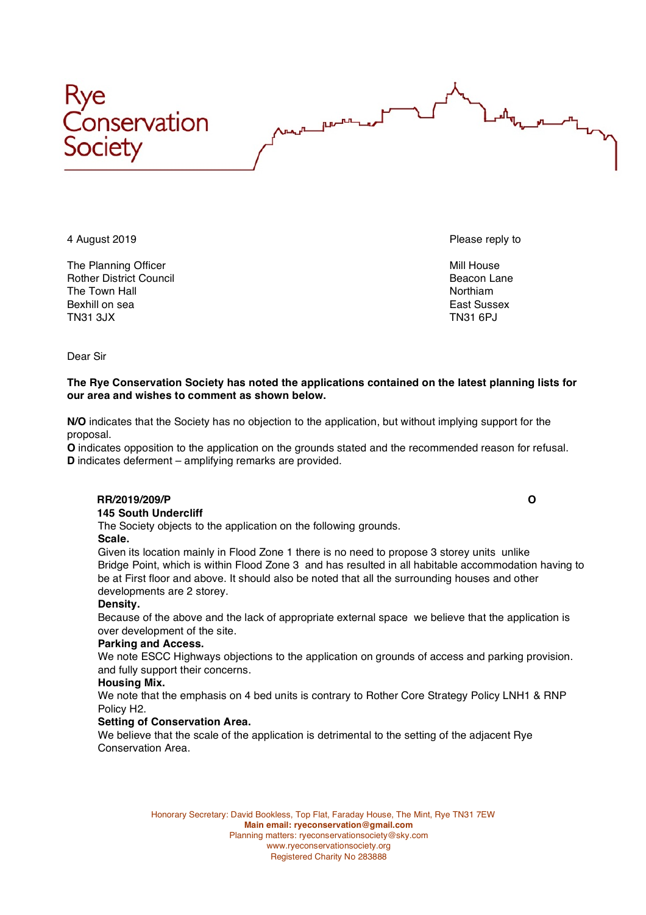# Rye Conservation Society

4 August 2019

Please reply to

Mill House
Beacon Lane
Northiam
East Sussex
TN31 6PJ

The Planning Officer
Rother District Council
The Town Hall
Bexhill on sea
TN31 3JX

Dear Sir

**The Rye Conservation Society has noted the applications contained on the latest planning lists for our area and wishes to comment as shown below.**

**N/O** indicates that the Society has no objection to the application, but without implying support for the proposal.
**O** indicates opposition to the application on the grounds stated and the recommended reason for refusal.
**D** indicates deferment – amplifying remarks are provided.

**RR/2019/209/P** **O**

**145 South Undercliff**

The Society objects to the application on the following grounds.

**Scale.**

Given its location mainly in Flood Zone 1 there is no need to propose 3 storey units unlike Bridge Point, which is within Flood Zone 3 and has resulted in all habitable accommodation having to be at First floor and above. It should also be noted that all the surrounding houses and other developments are 2 storey.

**Density.**

Because of the above and the lack of appropriate external space we believe that the application is over development of the site.

**Parking and Access.**

We note ESCC Highways objections to the application on grounds of access and parking provision. and fully support their concerns.

**Housing Mix.**

We note that the emphasis on 4 bed units is contrary to Rother Core Strategy Policy LNH1 & RNP Policy H2.

**Setting of Conservation Area.**

We believe that the scale of the application is detrimental to the setting of the adjacent Rye Conservation Area.

Honorary Secretary: David Bookless, Top Flat, Faraday House, The Mint, Rye TN31 7EW
**Main email: ryeconservation@gmail.com**
Planning matters: ryeconservationsociety@sky.com
www.ryeconservationsociety.org
Registered Charity No 283888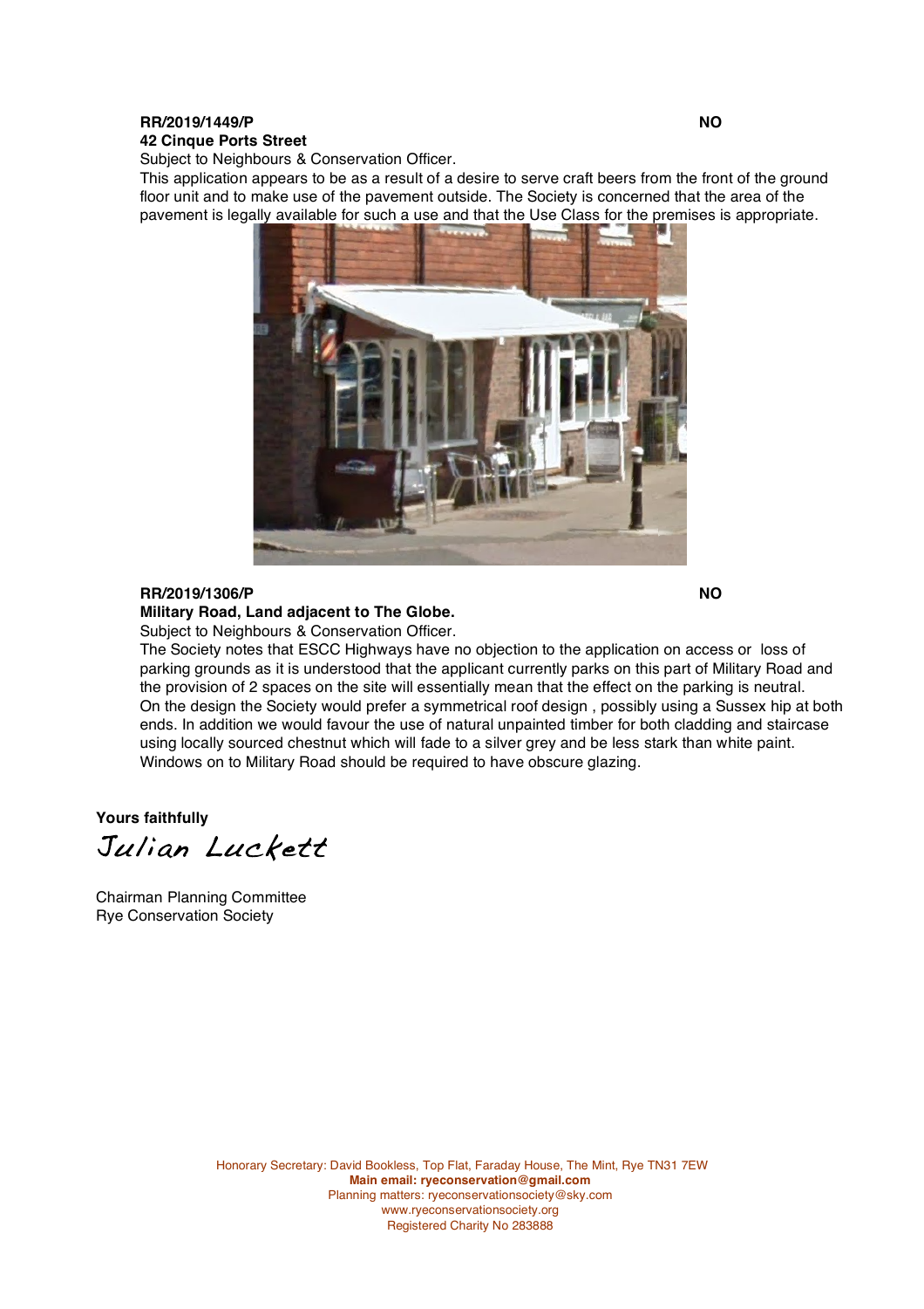**RR/2019/1449/P** **NO**

**42 Cinque Ports Street**

Subject to Neighbours & Conservation Officer.

This application appears to be as a result of a desire to serve craft beers from the front of the ground floor unit and to make use of the pavement outside. The Society is concerned that the area of the pavement is legally available for such a use and that the Use Class for the premises is appropriate.

**RR/2019/1306/P** **NO**

**Military Road, Land adjacent to The Globe.**

Subject to Neighbours & Conservation Officer.

The Society notes that ESCC Highways have no objection to the application on access or loss of parking grounds as it is understood that the applicant currently parks on this part of Military Road and the provision of 2 spaces on the site will essentially mean that the effect on the parking is neutral.

On the design the Society would prefer a symmetrical roof design , possibly using a Sussex hip at both ends. In addition we would favour the use of natural unpainted timber for both cladding and staircase using locally sourced chestnut which will fade to a silver grey and be less stark than white paint. Windows on to Military Road should be required to have obscure glazing.

**Yours faithfully**

*Julian Luckett*

Chairman Planning Committee
Rye Conservation Society

Honorary Secretary: David Bookless, Top Flat, Faraday House, The Mint, Rye TN31 7EW
**Main email: ryeconservation@gmail.com**
Planning matters: ryeconservationsociety@sky.com
www.ryeconservationsociety.org
Registered Charity No 283888